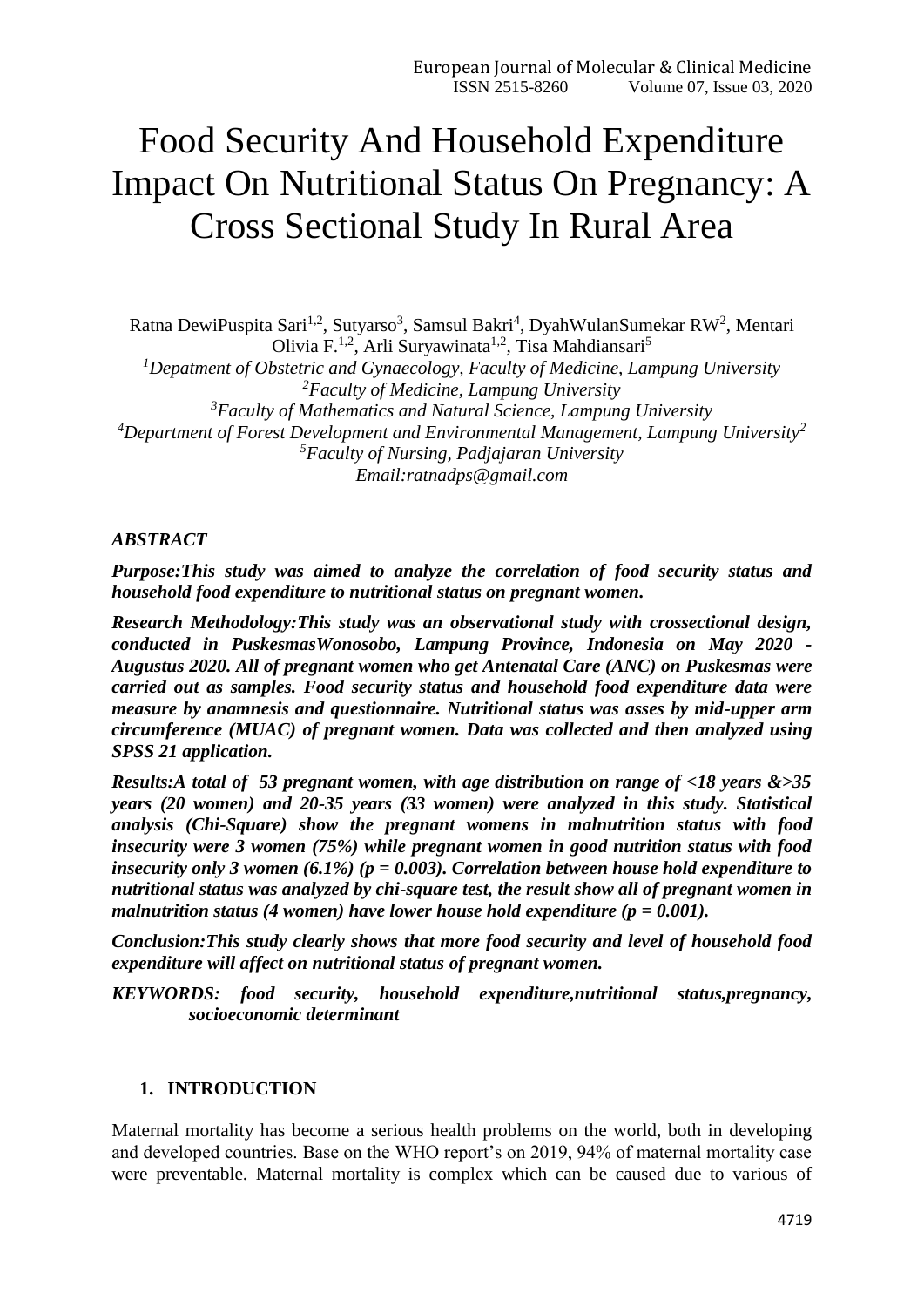# Food Security And Household Expenditure Impact On Nutritional Status On Pregnancy: A Cross Sectional Study In Rural Area

Ratna DewiPuspita Sari[1,2], Sutyarso[3], Samsul Bakri[4], DyahWulanSumekar RW[2], Mentari Olivia F.[1,2], Arli Suryawinata[1,2], Tisa Mahdiansari[5]

[1]*Depatment of Obstetric and Gynaecology, Faculty of Medicine, Lampung University*
[2]*Faculty of Medicine, Lampung University*
[3]*Faculty of Mathematics and Natural Science, Lampung University*
[4]*Department of Forest Development and Environmental Management, Lampung University*[2]
[5]*Faculty of Nursing, Padjajaran University*
*Email:ratnadps@gmail.com*

## *ABSTRACT*

***Purpose:**This study was aimed to analyze the correlation of food security status and household food expenditure to nutritional status on pregnant women.*

***Research Methodology:**This study was an observational study with crossectional design, conducted in PuskesmasWonosobo, Lampung Province, Indonesia on May 2020 - Augustus 2020. All of pregnant women who get Antenatal Care (ANC) on Puskesmas were carried out as samples. Food security status and household food expenditure data were measure by anamnesis and questionnaire. Nutritional status was asses by mid-upper arm circumference (MUAC) of pregnant women. Data was collected and then analyzed using SPSS 21 application.*

***Results:**A total of 53 pregnant women, with age distribution on range of <18 years &>35 years (20 women) and 20-35 years (33 women) were analyzed in this study. Statistical analysis (Chi-Square) show the pregnant womens in malnutrition status with food insecurity were 3 women (75%) while pregnant women in good nutrition status with food insecurity only 3 women (6.1%) (p = 0.003). Correlation between house hold expenditure to nutritional status was analyzed by chi-square test, the result show all of pregnant women in malnutrition status (4 women) have lower house hold expenditure (p = 0.001).*

***Conclusion:**This study clearly shows that more food security and level of household food expenditure will affect on nutritional status of pregnant women.*

***KEYWORDS:** food security, household expenditure,nutritional status,pregnancy, socioeconomic determinant*

## 1. INTRODUCTION

Maternal mortality has become a serious health problems on the world, both in developing and developed countries. Base on the WHO report's on 2019, 94% of maternal mortality case were preventable. Maternal mortality is complex which can be caused due to various of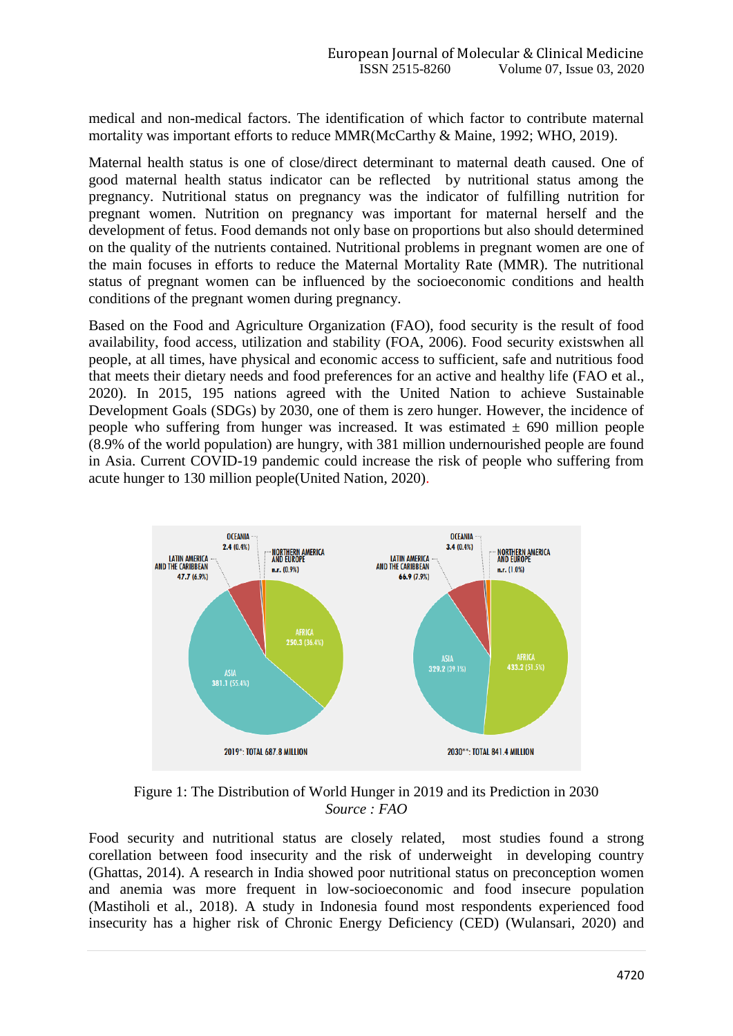medical and non-medical factors. The identification of which factor to contribute maternal mortality was important efforts to reduce MMR(McCarthy & Maine, 1992; WHO, 2019).

Maternal health status is one of close/direct determinant to maternal death caused. One of good maternal health status indicator can be reflected by nutritional status among the pregnancy. Nutritional status on pregnancy was the indicator of fulfilling nutrition for pregnant women. Nutrition on pregnancy was important for maternal herself and the development of fetus. Food demands not only base on proportions but also should determined on the quality of the nutrients contained. Nutritional problems in pregnant women are one of the main focuses in efforts to reduce the Maternal Mortality Rate (MMR). The nutritional status of pregnant women can be influenced by the socioeconomic conditions and health conditions of the pregnant women during pregnancy.

Based on the Food and Agriculture Organization (FAO), food security is the result of food availability, food access, utilization and stability (FOA, 2006). Food security existswhen all people, at all times, have physical and economic access to sufficient, safe and nutritious food that meets their dietary needs and food preferences for an active and healthy life (FAO et al., 2020). In 2015, 195 nations agreed with the United Nation to achieve Sustainable Development Goals (SDGs) by 2030, one of them is zero hunger. However, the incidence of people who suffering from hunger was increased. It was estimated ± 690 million people (8.9% of the world population) are hungry, with 381 million undernourished people are found in Asia. Current COVID-19 pandemic could increase the risk of people who suffering from acute hunger to 130 million people(United Nation, 2020).

Figure 1: The Distribution of World Hunger in 2019 and its Prediction in 2030
*Source : FAO*

Food security and nutritional status are closely related, most studies found a strong corellation between food insecurity and the risk of underweight in developing country (Ghattas, 2014). A research in India showed poor nutritional status on preconception women and anemia was more frequent in low-socioeconomic and food insecure population (Mastiholi et al., 2018). A study in Indonesia found most respondents experienced food insecurity has a higher risk of Chronic Energy Deficiency (CED) (Wulansari, 2020) and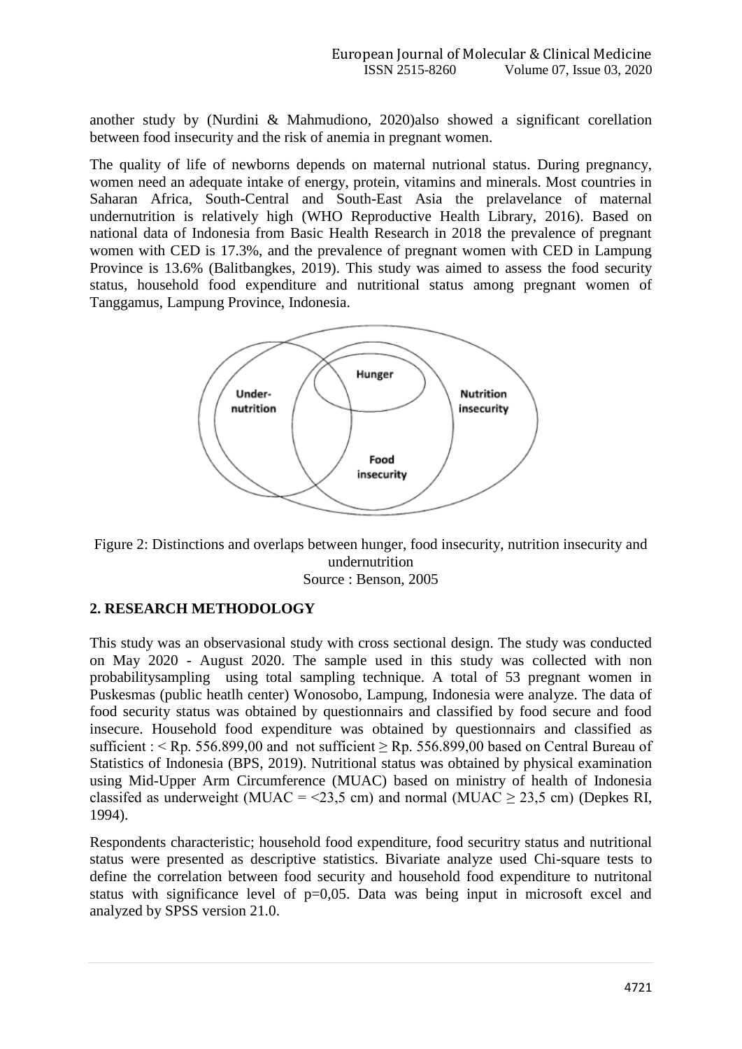another study by (Nurdini & Mahmudiono, 2020)also showed a significant corellation between food insecurity and the risk of anemia in pregnant women.

The quality of life of newborns depends on maternal nutrional status. During pregnancy, women need an adequate intake of energy, protein, vitamins and minerals. Most countries in Saharan Africa, South-Central and South-East Asia the prelavelance of maternal undernutrition is relatively high (WHO Reproductive Health Library, 2016). Based on national data of Indonesia from Basic Health Research in 2018 the prevalence of pregnant women with CED is 17.3%, and the prevalence of pregnant women with CED in Lampung Province is 13.6% (Balitbangkes, 2019). This study was aimed to assess the food security status, household food expenditure and nutritional status among pregnant women of Tanggamus, Lampung Province, Indonesia.

Figure 2: Distinctions and overlaps between hunger, food insecurity, nutrition insecurity and undernutrition
Source : Benson, 2005

## 2. RESEARCH METHODOLOGY

This study was an observasional study with cross sectional design. The study was conducted on May 2020 - August 2020. The sample used in this study was collected with non probabilitysampling using total sampling technique. A total of 53 pregnant women in Puskesmas (public heatlh center) Wonosobo, Lampung, Indonesia were analyze. The data of food security status was obtained by questionnairs and classified by food secure and food insecure. Household food expenditure was obtained by questionnairs and classified as sufficient : < Rp. 556.899,00 and not sufficient ≥ Rp. 556.899,00 based on Central Bureau of Statistics of Indonesia (BPS, 2019). Nutritional status was obtained by physical examination using Mid-Upper Arm Circumference (MUAC) based on ministry of health of Indonesia classifed as underweight (MUAC = <23,5 cm) and normal (MUAC ≥ 23,5 cm) (Depkes RI, 1994).

Respondents characteristic; household food expenditure, food securitry status and nutritional status were presented as descriptive statistics. Bivariate analyze used Chi-square tests to define the correlation between food security and household food expenditure to nutritonal status with significance level of p=0,05. Data was being input in microsoft excel and analyzed by SPSS version 21.0.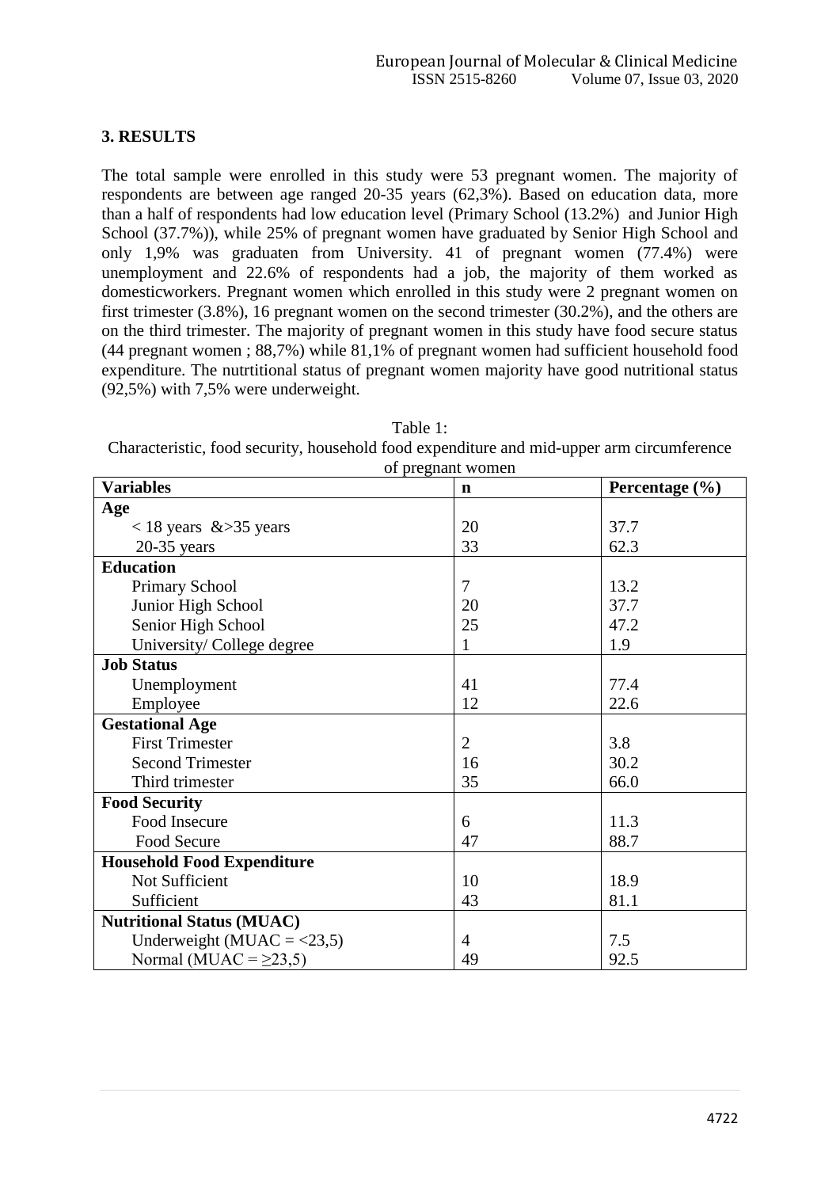## 3. RESULTS

The total sample were enrolled in this study were 53 pregnant women. The majority of respondents are between age ranged 20-35 years (62,3%). Based on education data, more than a half of respondents had low education level (Primary School (13.2%) and Junior High School (37.7%)), while 25% of pregnant women have graduated by Senior High School and only 1,9% was graduaten from University. 41 of pregnant women (77.4%) were unemployment and 22.6% of respondents had a job, the majority of them worked as domesticworkers. Pregnant women which enrolled in this study were 2 pregnant women on first trimester (3.8%), 16 pregnant women on the second trimester (30.2%), and the others are on the third trimester. The majority of pregnant women in this study have food secure status (44 pregnant women ; 88,7%) while 81,1% of pregnant women had sufficient household food expenditure. The nutrtitional status of pregnant women majority have good nutritional status (92,5%) with 7,5% were underweight.

Table 1:
Characteristic, food security, household food expenditure and mid-upper arm circumference of pregnant women

| Variables | n | Percentage (%) |
|---|---|---|
| **Age** | | |
| < 18 years &>35 years | 20 | 37.7 |
| 20-35 years | 33 | 62.3 |
| **Education** | | |
| Primary School | 7 | 13.2 |
| Junior High School | 20 | 37.7 |
| Senior High School | 25 | 47.2 |
| University/ College degree | 1 | 1.9 |
| **Job Status** | | |
| Unemployment | 41 | 77.4 |
| Employee | 12 | 22.6 |
| **Gestational Age** | | |
| First Trimester | 2 | 3.8 |
| Second Trimester | 16 | 30.2 |
| Third trimester | 35 | 66.0 |
| **Food Security** | | |
| Food Insecure | 6 | 11.3 |
| Food Secure | 47 | 88.7 |
| **Household Food Expenditure** | | |
| Not Sufficient | 10 | 18.9 |
| Sufficient | 43 | 81.1 |
| **Nutritional Status (MUAC)** | | |
| Underweight (MUAC = <23,5) | 4 | 7.5 |
| Normal (MUAC = ≥23,5) | 49 | 92.5 |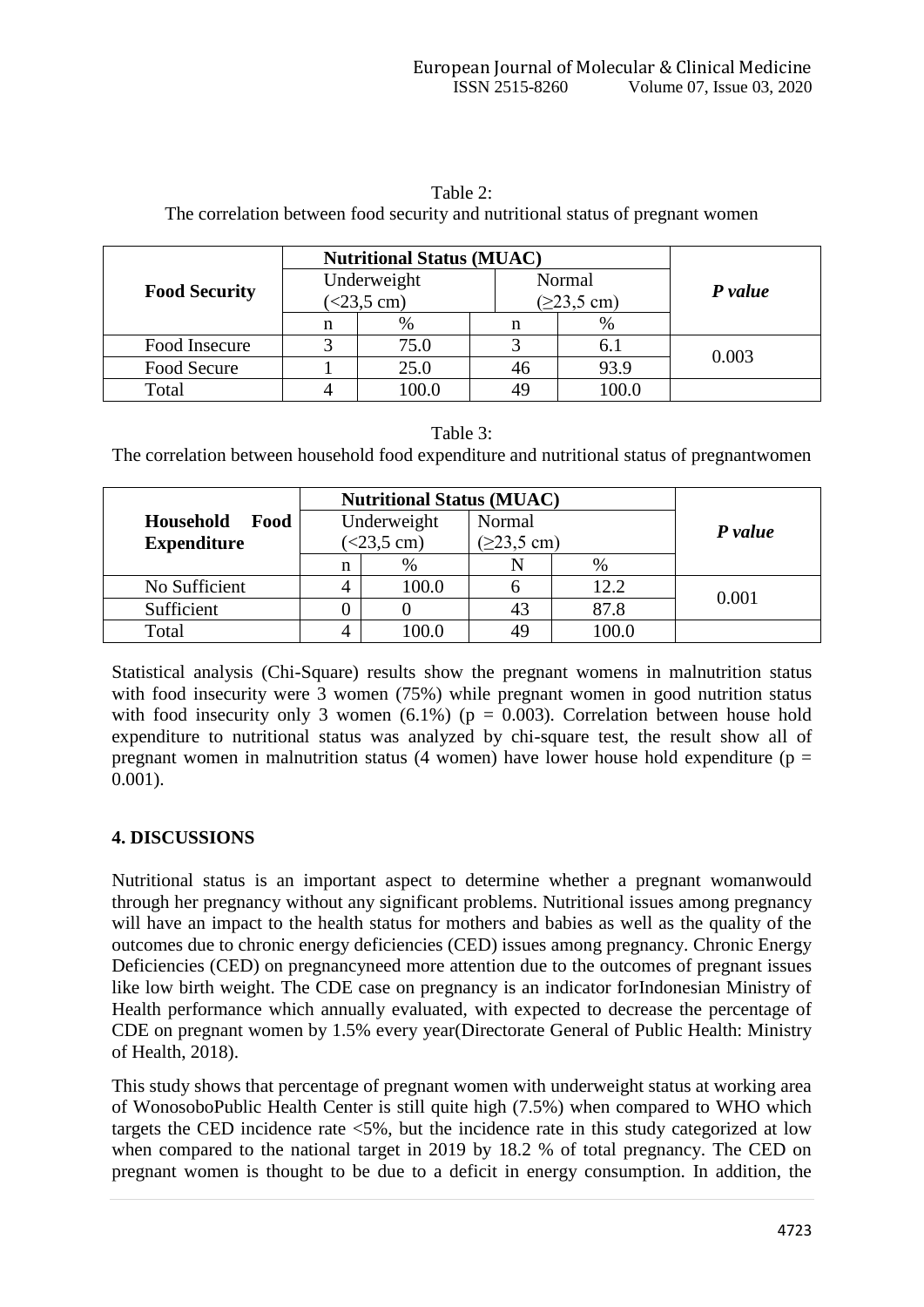Table 2:
The correlation between food security and nutritional status of pregnant women

| **Food Security** | **Nutritional Status (MUAC)** | | | | ***P value*** |
|---|---|---|---|---|---|
| | Underweight (<23,5 cm) | | Normal (≥23,5 cm) | | |
| | n | % | n | % | |
| Food Insecure | 3 | 75.0 | 3 | 6.1 | 0.003 |
| Food Secure | 1 | 25.0 | 46 | 93.9 | |
| Total | 4 | 100.0 | 49 | 100.0 | |

Table 3:
The correlation between household food expenditure and nutritional status of pregnantwomen

| **Household Food Expenditure** | **Nutritional Status (MUAC)** | | | | ***P value*** |
|---|---|---|---|---|---|
| | Underweight (<23,5 cm) | | Normal (≥23,5 cm) | | |
| | n | % | N | % | |
| No Sufficient | 4 | 100.0 | 6 | 12.2 | 0.001 |
| Sufficient | 0 | 0 | 43 | 87.8 | |
| Total | 4 | 100.0 | 49 | 100.0 | |

Statistical analysis (Chi-Square) results show the pregnant womens in malnutrition status with food insecurity were 3 women (75%) while pregnant women in good nutrition status with food insecurity only 3 women (6.1%) (p = 0.003). Correlation between house hold expenditure to nutritional status was analyzed by chi-square test, the result show all of pregnant women in malnutrition status (4 women) have lower house hold expenditure (p = 0.001).

## 4. DISCUSSIONS

Nutritional status is an important aspect to determine whether a pregnant womanwould through her pregnancy without any significant problems. Nutritional issues among pregnancy will have an impact to the health status for mothers and babies as well as the quality of the outcomes due to chronic energy deficiencies (CED) issues among pregnancy. Chronic Energy Deficiencies (CED) on pregnancyneed more attention due to the outcomes of pregnant issues like low birth weight. The CDE case on pregnancy is an indicator forIndonesian Ministry of Health performance which annually evaluated, with expected to decrease the percentage of CDE on pregnant women by 1.5% every year(Directorate General of Public Health: Ministry of Health, 2018).

This study shows that percentage of pregnant women with underweight status at working area of WonosoboPublic Health Center is still quite high (7.5%) when compared to WHO which targets the CED incidence rate <5%, but the incidence rate in this study categorized at low when compared to the national target in 2019 by 18.2 % of total pregnancy. The CED on pregnant women is thought to be due to a deficit in energy consumption. In addition, the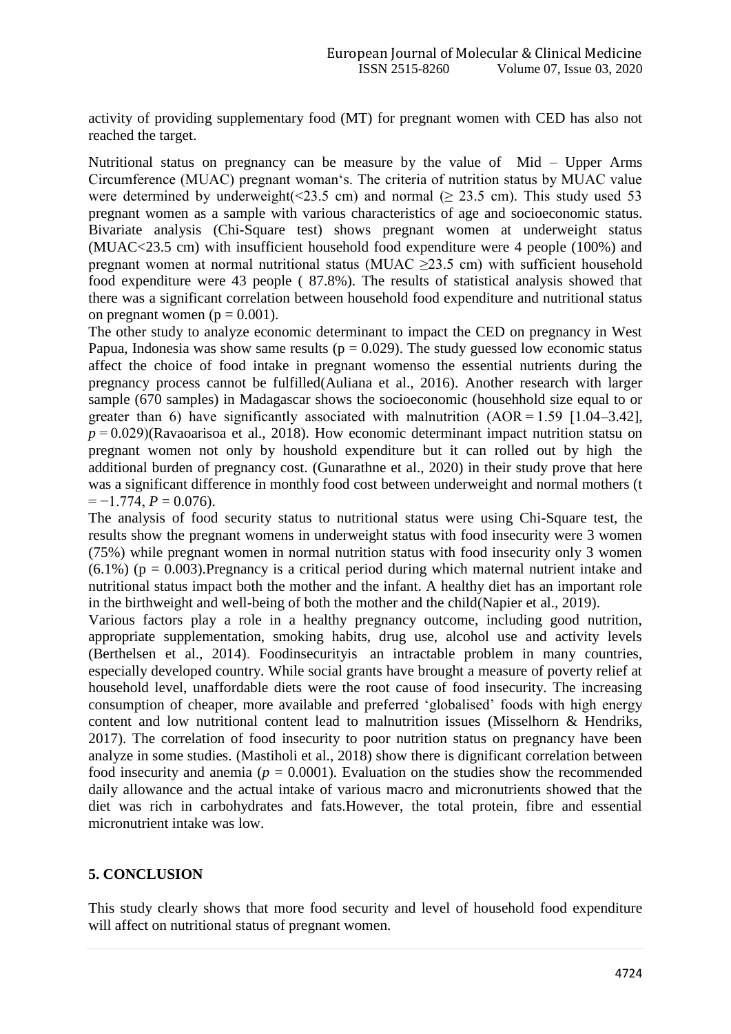activity of providing supplementary food (MT) for pregnant women with CED has also not reached the target.

Nutritional status on pregnancy can be measure by the value of Mid – Upper Arms Circumference (MUAC) pregnant woman's. The criteria of nutrition status by MUAC value were determined by underweight($<23.5$ cm) and normal ($\geq 23.5$ cm). This study used 53 pregnant women as a sample with various characteristics of age and socioeconomic status. Bivariate analysis (Chi-Square test) shows pregnant women at underweight status (MUAC$<23.5$ cm) with insufficient household food expenditure were 4 people (100%) and pregnant women at normal nutritional status (MUAC $\geq 23.5$ cm) with sufficient household food expenditure were 43 people ( 87.8%). The results of statistical analysis showed that there was a significant correlation between household food expenditure and nutritional status on pregnant women ($p = 0.001$).

The other study to analyze economic determinant to impact the CED on pregnancy in West Papua, Indonesia was show same results ($p = 0.029$). The study guessed low economic status affect the choice of food intake in pregnant womenso the essential nutrients during the pregnancy process cannot be fulfilled(Auliana et al., 2016). Another research with larger sample (670 samples) in Madagascar shows the socioeconomic (househhold size equal to or greater than 6) have significantly associated with malnutrition (AOR = 1.59 [1.04–3.42], *p* = 0.029)(Ravaoarisoa et al., 2018). How economic determinant impact nutrition statsu on pregnant women not only by houshold expenditure but it can rolled out by high the additional burden of pregnancy cost. (Gunarathne et al., 2020) in their study prove that here was a significant difference in monthly food cost between underweight and normal mothers ($t = -1.774$, $P = 0.076$).

The analysis of food security status to nutritional status were using Chi-Square test, the results show the pregnant womens in underweight status with food insecurity were 3 women (75%) while pregnant women in normal nutrition status with food insecurity only 3 women (6.1%) ($p = 0.003$).Pregnancy is a critical period during which maternal nutrient intake and nutritional status impact both the mother and the infant. A healthy diet has an important role in the birthweight and well-being of both the mother and the child(Napier et al., 2019).

Various factors play a role in a healthy pregnancy outcome, including good nutrition, appropriate supplementation, smoking habits, drug use, alcohol use and activity levels (Berthelsen et al., 2014). Foodinsecurityis an intractable problem in many countries, especially developed country. While social grants have brought a measure of poverty relief at household level, unaffordable diets were the root cause of food insecurity. The increasing consumption of cheaper, more available and preferred 'globalised' foods with high energy content and low nutritional content lead to malnutrition issues (Misselhorn & Hendriks, 2017). The correlation of food insecurity to poor nutrition status on pregnancy have been analyze in some studies. (Mastiholi et al., 2018) show there is dignificant correlation between food insecurity and anemia ($p = 0.0001$). Evaluation on the studies show the recommended daily allowance and the actual intake of various macro and micronutrients showed that the diet was rich in carbohydrates and fats.However, the total protein, fibre and essential micronutrient intake was low.

## 5. CONCLUSION

This study clearly shows that more food security and level of household food expenditure will affect on nutritional status of pregnant women.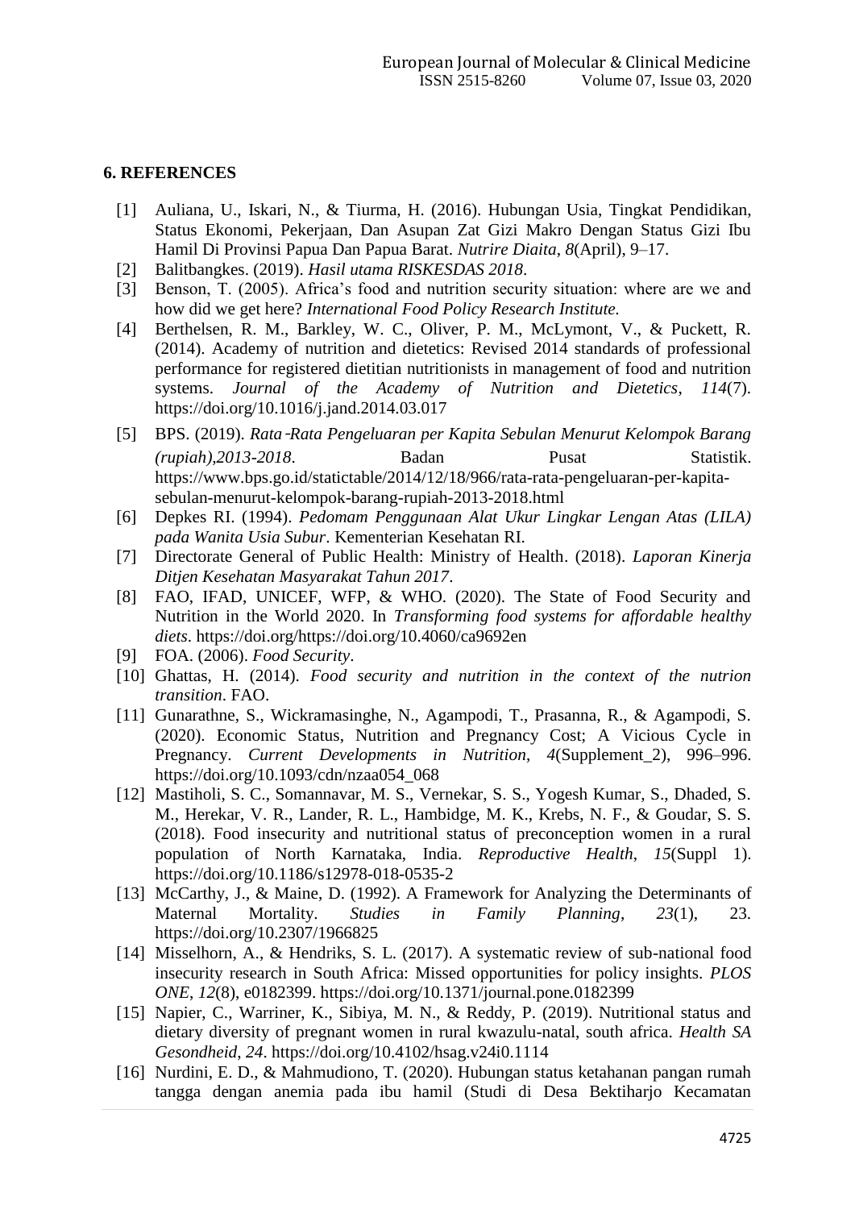## 6. REFERENCES

[1] Auliana, U., Iskari, N., & Tiurma, H. (2016). Hubungan Usia, Tingkat Pendidikan, Status Ekonomi, Pekerjaan, Dan Asupan Zat Gizi Makro Dengan Status Gizi Ibu Hamil Di Provinsi Papua Dan Papua Barat. *Nutrire Diaita*, *8*(April), 9–17.

[2] Balitbangkes. (2019). *Hasil utama RISKESDAS 2018*.

[3] Benson, T. (2005). Africa's food and nutrition security situation: where are we and how did we get here? *International Food Policy Research Institute.*

[4] Berthelsen, R. M., Barkley, W. C., Oliver, P. M., McLymont, V., & Puckett, R. (2014). Academy of nutrition and dietetics: Revised 2014 standards of professional performance for registered dietitian nutritionists in management of food and nutrition systems. *Journal of the Academy of Nutrition and Dietetics*, *114*(7). https://doi.org/10.1016/j.jand.2014.03.017

[5] BPS. (2019). *Rata‑Rata Pengeluaran per Kapita Sebulan Menurut Kelompok Barang (rupiah),2013-2018*. Badan Pusat Statistik. https://www.bps.go.id/statictable/2014/12/18/966/rata-rata-pengeluaran-per-kapita-sebulan-menurut-kelompok-barang-rupiah-2013-2018.html

[6] Depkes RI. (1994). *Pedomam Penggunaan Alat Ukur Lingkar Lengan Atas (LILA) pada Wanita Usia Subur*. Kementerian Kesehatan RI.

[7] Directorate General of Public Health: Ministry of Health. (2018). *Laporan Kinerja Ditjen Kesehatan Masyarakat Tahun 2017*.

[8] FAO, IFAD, UNICEF, WFP, & WHO. (2020). The State of Food Security and Nutrition in the World 2020. In *Transforming food systems for affordable healthy diets*. https://doi.org/https://doi.org/10.4060/ca9692en

[9] FOA. (2006). *Food Security*.

[10] Ghattas, H. (2014). *Food security and nutrition in the context of the nutrion transition*. FAO.

[11] Gunarathne, S., Wickramasinghe, N., Agampodi, T., Prasanna, R., & Agampodi, S. (2020). Economic Status, Nutrition and Pregnancy Cost; A Vicious Cycle in Pregnancy. *Current Developments in Nutrition*, *4*(Supplement_2), 996–996. https://doi.org/10.1093/cdn/nzaa054_068

[12] Mastiholi, S. C., Somannavar, M. S., Vernekar, S. S., Yogesh Kumar, S., Dhaded, S. M., Herekar, V. R., Lander, R. L., Hambidge, M. K., Krebs, N. F., & Goudar, S. S. (2018). Food insecurity and nutritional status of preconception women in a rural population of North Karnataka, India. *Reproductive Health*, *15*(Suppl 1). https://doi.org/10.1186/s12978-018-0535-2

[13] McCarthy, J., & Maine, D. (1992). A Framework for Analyzing the Determinants of Maternal Mortality. *Studies in Family Planning*, *23*(1), 23. https://doi.org/10.2307/1966825

[14] Misselhorn, A., & Hendriks, S. L. (2017). A systematic review of sub-national food insecurity research in South Africa: Missed opportunities for policy insights. *PLOS ONE*, *12*(8), e0182399. https://doi.org/10.1371/journal.pone.0182399

[15] Napier, C., Warriner, K., Sibiya, M. N., & Reddy, P. (2019). Nutritional status and dietary diversity of pregnant women in rural kwazulu-natal, south africa. *Health SA Gesondheid*, *24*. https://doi.org/10.4102/hsag.v24i0.1114

[16] Nurdini, E. D., & Mahmudiono, T. (2020). Hubungan status ketahanan pangan rumah tangga dengan anemia pada ibu hamil (Studi di Desa Bektiharjo Kecamatan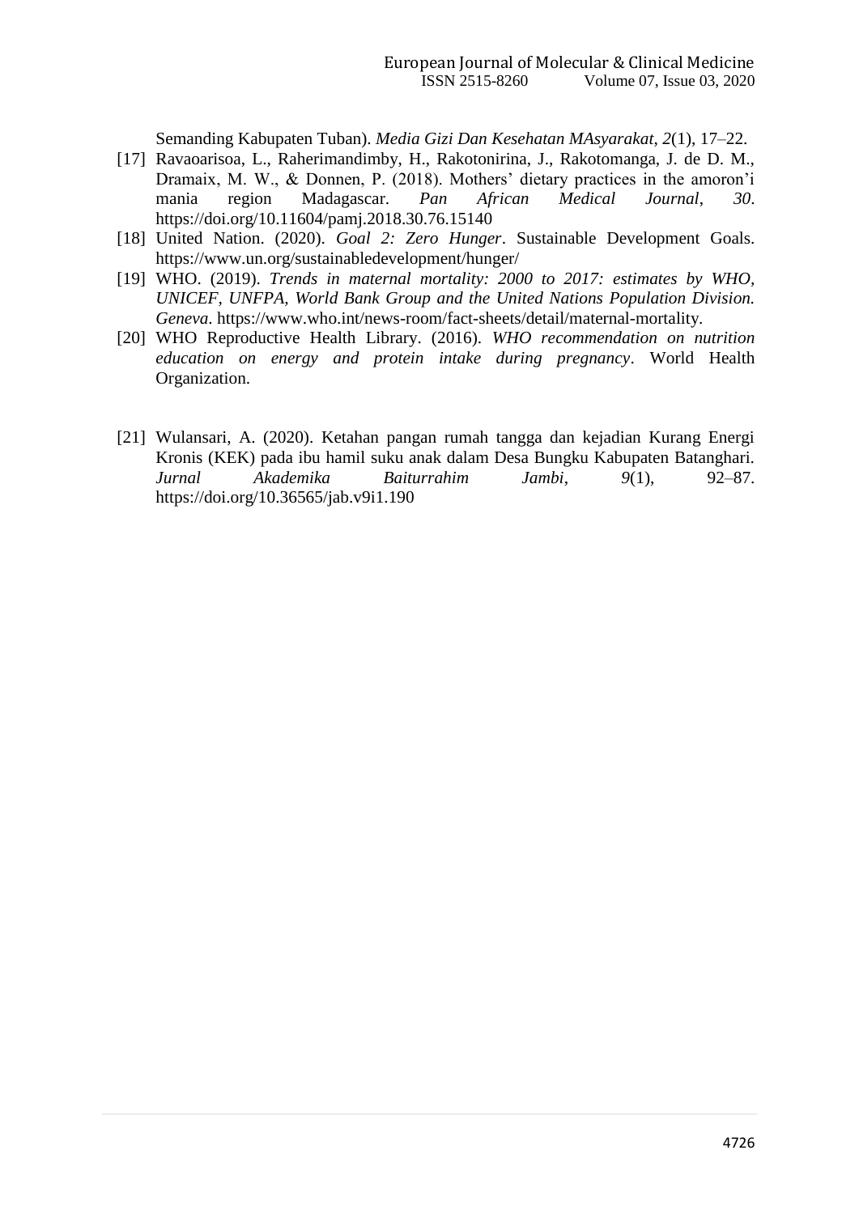Semanding Kabupaten Tuban). *Media Gizi Dan Kesehatan MAsyarakat*, *2*(1), 17–22.

[17] Ravaoarisoa, L., Raherimandimby, H., Rakotonirina, J., Rakotomanga, J. de D. M., Dramaix, M. W., & Donnen, P. (2018). Mothers' dietary practices in the amoron'i mania region Madagascar. *Pan African Medical Journal*, *30*. https://doi.org/10.11604/pamj.2018.30.76.15140

[18] United Nation. (2020). *Goal 2: Zero Hunger*. Sustainable Development Goals. https://www.un.org/sustainabledevelopment/hunger/

[19] WHO. (2019). *Trends in maternal mortality: 2000 to 2017: estimates by WHO, UNICEF, UNFPA, World Bank Group and the United Nations Population Division. Geneva*. https://www.who.int/news-room/fact-sheets/detail/maternal-mortality.

[20] WHO Reproductive Health Library. (2016). *WHO recommendation on nutrition education on energy and protein intake during pregnancy*. World Health Organization.

[21] Wulansari, A. (2020). Ketahan pangan rumah tangga dan kejadian Kurang Energi Kronis (KEK) pada ibu hamil suku anak dalam Desa Bungku Kabupaten Batanghari. *Jurnal Akademika Baiturrahim Jambi*, *9*(1), 92–87. https://doi.org/10.36565/jab.v9i1.190